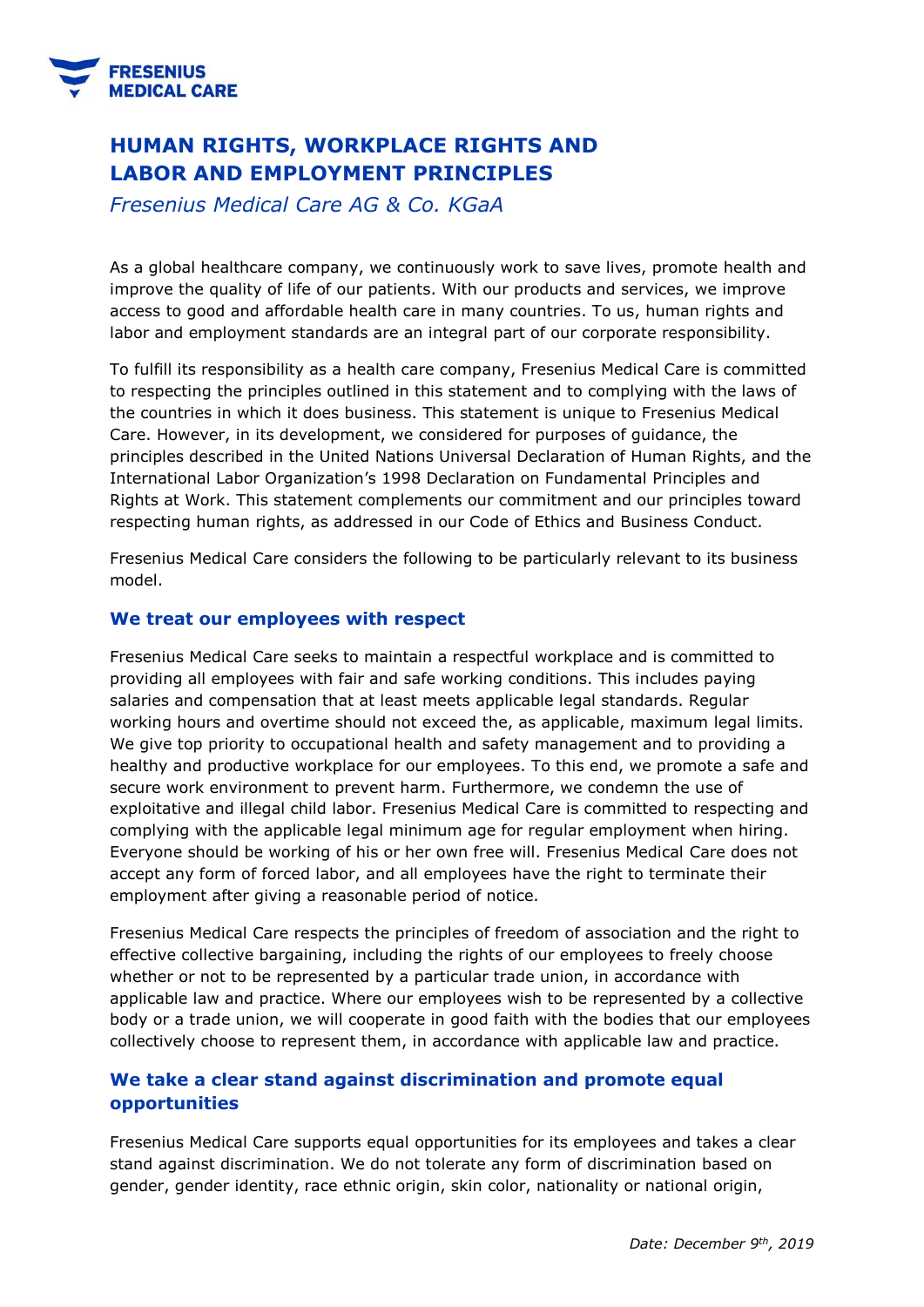# HUMAN RIGHTS, WORKPLACE RIGHTS AND LABOR AND EMPLOYMENT PRINCIPLES

*Fresenius Medical Care AG & Co. KGaA*

As a global healthcare company, we continuously work to save lives, promote health and improve the quality of life of our patients. With our products and services, we improve access to good and affordable health care in many countries. To us, human rights and labor and employment standards are an integral part of our corporate responsibility.

To fulfill its responsibility as a health care company, Fresenius Medical Care is committed to respecting the principles outlined in this statement and to complying with the laws of the countries in which it does business. This statement is unique to Fresenius Medical Care. However, in its development, we considered for purposes of guidance, the principles described in the United Nations Universal Declaration of Human Rights, and the International Labor Organization's 1998 Declaration on Fundamental Principles and Rights at Work. This statement complements our commitment and our principles toward respecting human rights, as addressed in our Code of Ethics and Business Conduct.

Fresenius Medical Care considers the following to be particularly relevant to its business model.

## We treat our employees with respect

Fresenius Medical Care seeks to maintain a respectful workplace and is committed to providing all employees with fair and safe working conditions. This includes paying salaries and compensation that at least meets applicable legal standards. Regular working hours and overtime should not exceed the, as applicable, maximum legal limits. We give top priority to occupational health and safety management and to providing a healthy and productive workplace for our employees. To this end, we promote a safe and secure work environment to prevent harm. Furthermore, we condemn the use of exploitative and illegal child labor. Fresenius Medical Care is committed to respecting and complying with the applicable legal minimum age for regular employment when hiring. Everyone should be working of his or her own free will. Fresenius Medical Care does not accept any form of forced labor, and all employees have the right to terminate their employment after giving a reasonable period of notice.

Fresenius Medical Care respects the principles of freedom of association and the right to effective collective bargaining, including the rights of our employees to freely choose whether or not to be represented by a particular trade union, in accordance with applicable law and practice. Where our employees wish to be represented by a collective body or a trade union, we will cooperate in good faith with the bodies that our employees collectively choose to represent them, in accordance with applicable law and practice.

## We take a clear stand against discrimination and promote equal opportunities

Fresenius Medical Care supports equal opportunities for its employees and takes a clear stand against discrimination. We do not tolerate any form of discrimination based on gender, gender identity, race ethnic origin, skin color, nationality or national origin,

*Date: December 9th, 2019*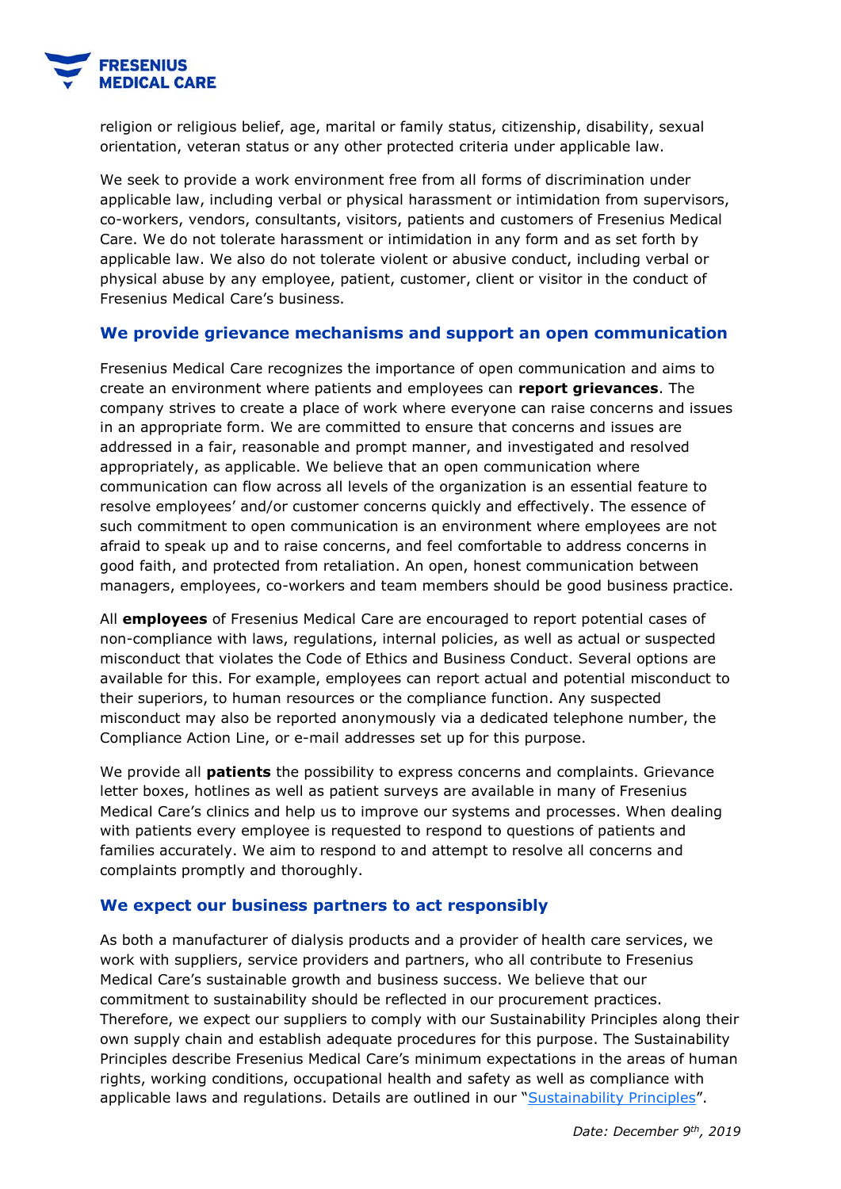religion or religious belief, age, marital or family status, citizenship, disability, sexual orientation, veteran status or any other protected criteria under applicable law.

We seek to provide a work environment free from all forms of discrimination under applicable law, including verbal or physical harassment or intimidation from supervisors, co-workers, vendors, consultants, visitors, patients and customers of Fresenius Medical Care. We do not tolerate harassment or intimidation in any form and as set forth by applicable law. We also do not tolerate violent or abusive conduct, including verbal or physical abuse by any employee, patient, customer, client or visitor in the conduct of Fresenius Medical Care's business.

## We provide grievance mechanisms and support an open communication

Fresenius Medical Care recognizes the importance of open communication and aims to create an environment where patients and employees can **report grievances**. The company strives to create a place of work where everyone can raise concerns and issues in an appropriate form. We are committed to ensure that concerns and issues are addressed in a fair, reasonable and prompt manner, and investigated and resolved appropriately, as applicable. We believe that an open communication where communication can flow across all levels of the organization is an essential feature to resolve employees' and/or customer concerns quickly and effectively. The essence of such commitment to open communication is an environment where employees are not afraid to speak up and to raise concerns, and feel comfortable to address concerns in good faith, and protected from retaliation. An open, honest communication between managers, employees, co-workers and team members should be good business practice.

All **employees** of Fresenius Medical Care are encouraged to report potential cases of non-compliance with laws, regulations, internal policies, as well as actual or suspected misconduct that violates the Code of Ethics and Business Conduct. Several options are available for this. For example, employees can report actual and potential misconduct to their superiors, to human resources or the compliance function. Any suspected misconduct may also be reported anonymously via a dedicated telephone number, the Compliance Action Line, or e-mail addresses set up for this purpose.

We provide all **patients** the possibility to express concerns and complaints. Grievance letter boxes, hotlines as well as patient surveys are available in many of Fresenius Medical Care's clinics and help us to improve our systems and processes. When dealing with patients every employee is requested to respond to questions of patients and families accurately. We aim to respond to and attempt to resolve all concerns and complaints promptly and thoroughly.

## We expect our business partners to act responsibly

As both a manufacturer of dialysis products and a provider of health care services, we work with suppliers, service providers and partners, who all contribute to Fresenius Medical Care's sustainable growth and business success. We believe that our commitment to sustainability should be reflected in our procurement practices. Therefore, we expect our suppliers to comply with our Sustainability Principles along their own supply chain and establish adequate procedures for this purpose. The Sustainability Principles describe Fresenius Medical Care's minimum expectations in the areas of human rights, working conditions, occupational health and safety as well as compliance with applicable laws and regulations. Details are outlined in our "Sustainability Principles".

*Date: December 9th, 2019*